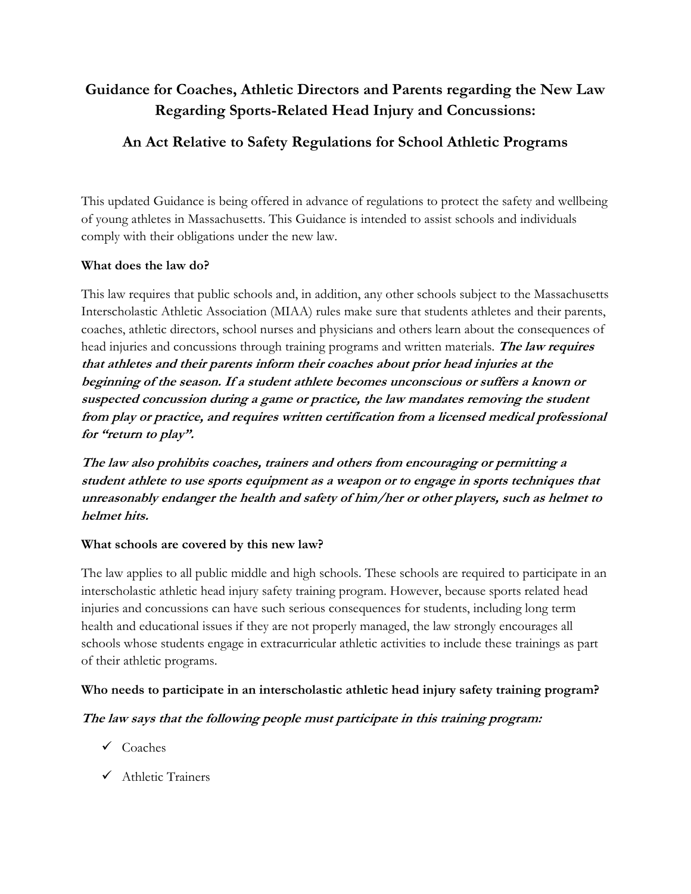# Guidance for Coaches, Athletic Directors and Parents regarding the New Law Regarding Sports-Related Head Injury and Concussions:

## An Act Relative to Safety Regulations for School Athletic Programs

This updated Guidance is being offered in advance of regulations to protect the safety and wellbeing of young athletes in Massachusetts. This Guidance is intended to assist schools and individuals comply with their obligations under the new law.

**What does the law do?**

This law requires that public schools and, in addition, any other schools subject to the Massachusetts Interscholastic Athletic Association (MIAA) rules make sure that students athletes and their parents, coaches, athletic directors, school nurses and physicians and others learn about the consequences of head injuries and concussions through training programs and written materials. ***The law requires that athletes and their parents inform their coaches about prior head injuries at the beginning of the season. If a student athlete becomes unconscious or suffers a known or suspected concussion during a game or practice, the law mandates removing the student from play or practice, and requires written certification from a licensed medical professional for "return to play".***

***The law also prohibits coaches, trainers and others from encouraging or permitting a student athlete to use sports equipment as a weapon or to engage in sports techniques that unreasonably endanger the health and safety of him/her or other players, such as helmet to helmet hits.***

**What schools are covered by this new law?**

The law applies to all public middle and high schools. These schools are required to participate in an interscholastic athletic head injury safety training program. However, because sports related head injuries and concussions can have such serious consequences for students, including long term health and educational issues if they are not properly managed, the law strongly encourages all schools whose students engage in extracurricular athletic activities to include these trainings as part of their athletic programs.

**Who needs to participate in an interscholastic athletic head injury safety training program?**

***The law says that the following people must participate in this training program:***

- ✓ Coaches
- ✓ Athletic Trainers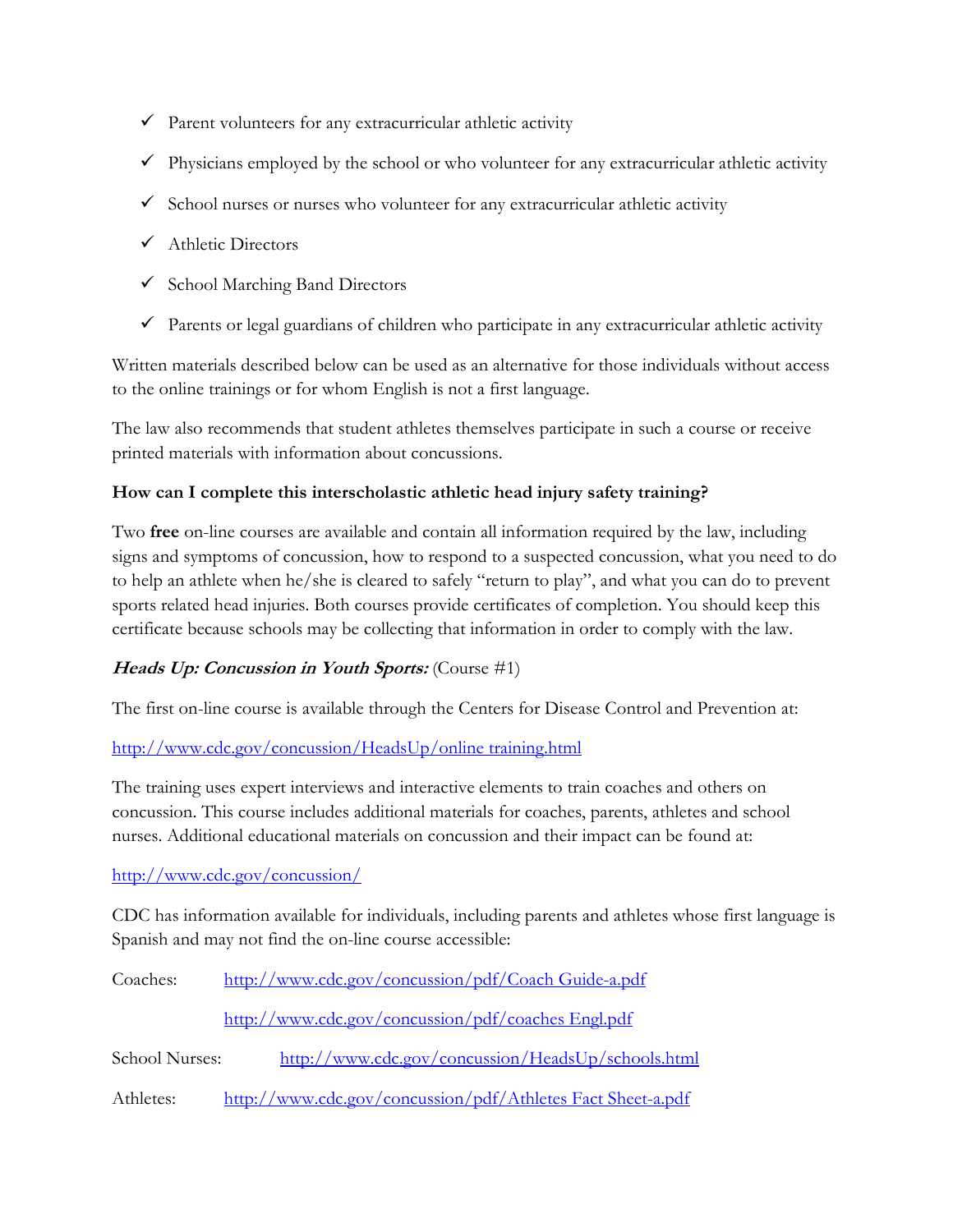- ✓ Parent volunteers for any extracurricular athletic activity
- ✓ Physicians employed by the school or who volunteer for any extracurricular athletic activity
- ✓ School nurses or nurses who volunteer for any extracurricular athletic activity
- ✓ Athletic Directors
- ✓ School Marching Band Directors
- ✓ Parents or legal guardians of children who participate in any extracurricular athletic activity

Written materials described below can be used as an alternative for those individuals without access to the online trainings or for whom English is not a first language.

The law also recommends that student athletes themselves participate in such a course or receive printed materials with information about concussions.

**How can I complete this interscholastic athletic head injury safety training?**

Two **free** on-line courses are available and contain all information required by the law, including signs and symptoms of concussion, how to respond to a suspected concussion, what you need to do to help an athlete when he/she is cleared to safely "return to play", and what you can do to prevent sports related head injuries. Both courses provide certificates of completion. You should keep this certificate because schools may be collecting that information in order to comply with the law.

***Heads Up: Concussion in Youth Sports:*** (Course #1)

The first on-line course is available through the Centers for Disease Control and Prevention at:

http://www.cdc.gov/concussion/HeadsUp/online training.html

The training uses expert interviews and interactive elements to train coaches and others on concussion. This course includes additional materials for coaches, parents, athletes and school nurses. Additional educational materials on concussion and their impact can be found at:

http://www.cdc.gov/concussion/

CDC has information available for individuals, including parents and athletes whose first language is Spanish and may not find the on-line course accessible:

Coaches: http://www.cdc.gov/concussion/pdf/Coach Guide-a.pdf

http://www.cdc.gov/concussion/pdf/coaches Engl.pdf

School Nurses: http://www.cdc.gov/concussion/HeadsUp/schools.html

Athletes: http://www.cdc.gov/concussion/pdf/Athletes Fact Sheet-a.pdf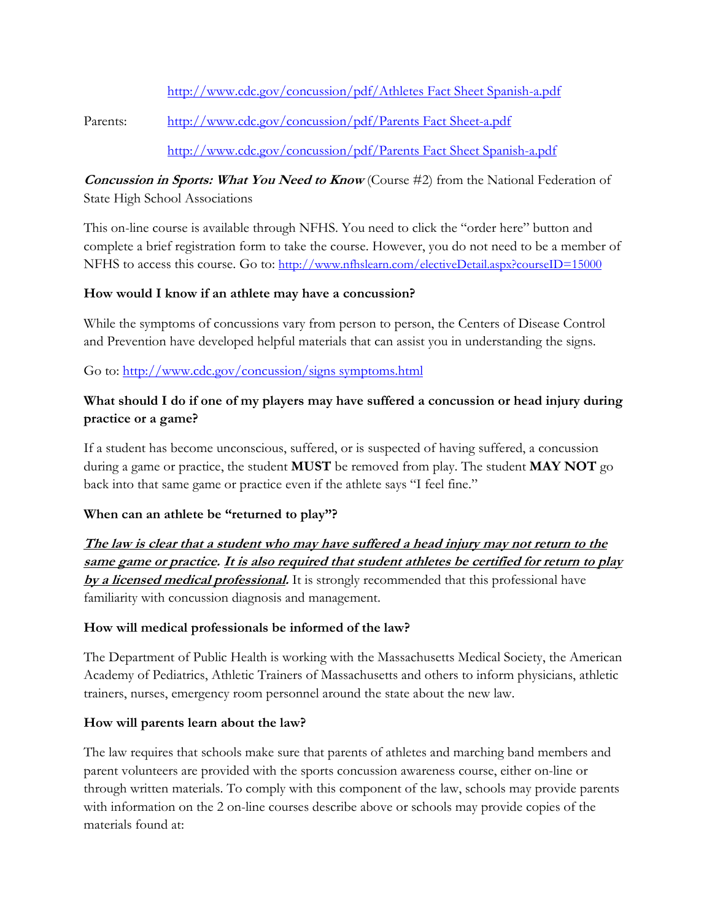[http://www.cdc.gov/concussion/pdf/Athletes Fact Sheet Spanish-a.pdf](http://www.cdc.gov/concussion/pdf/Athletes Fact Sheet Spanish-a.pdf)

Parents: [http://www.cdc.gov/concussion/pdf/Parents Fact Sheet-a.pdf](http://www.cdc.gov/concussion/pdf/Parents Fact Sheet-a.pdf)

[http://www.cdc.gov/concussion/pdf/Parents Fact Sheet Spanish-a.pdf](http://www.cdc.gov/concussion/pdf/Parents Fact Sheet Spanish-a.pdf)

***Concussion in Sports: What You Need to Know*** (Course #2) from the National Federation of State High School Associations

This on-line course is available through NFHS. You need to click the "order here" button and complete a brief registration form to take the course. However, you do not need to be a member of NFHS to access this course. Go to: [http://www.nfhslearn.com/electiveDetail.aspx?courseID=15000](http://www.nfhslearn.com/electiveDetail.aspx?courseID=15000)

**How would I know if an athlete may have a concussion?**

While the symptoms of concussions vary from person to person, the Centers of Disease Control and Prevention have developed helpful materials that can assist you in understanding the signs.

Go to: [http://www.cdc.gov/concussion/signs symptoms.html](http://www.cdc.gov/concussion/signs symptoms.html)

**What should I do if one of my players may have suffered a concussion or head injury during practice or a game?**

If a student has become unconscious, suffered, or is suspected of having suffered, a concussion during a game or practice, the student **MUST** be removed from play. The student **MAY NOT** go back into that same game or practice even if the athlete says "I feel fine."

**When can an athlete be "returned to play"?**

***<u>The law is clear that a student who may have suffered a head injury may not return to the same game or practice</u>. <u>It is also required that student athletes be certified for return to play by a licensed medical professional</u>.*** It is strongly recommended that this professional have familiarity with concussion diagnosis and management.

**How will medical professionals be informed of the law?**

The Department of Public Health is working with the Massachusetts Medical Society, the American Academy of Pediatrics, Athletic Trainers of Massachusetts and others to inform physicians, athletic trainers, nurses, emergency room personnel around the state about the new law.

**How will parents learn about the law?**

The law requires that schools make sure that parents of athletes and marching band members and parent volunteers are provided with the sports concussion awareness course, either on-line or through written materials. To comply with this component of the law, schools may provide parents with information on the 2 on-line courses describe above or schools may provide copies of the materials found at: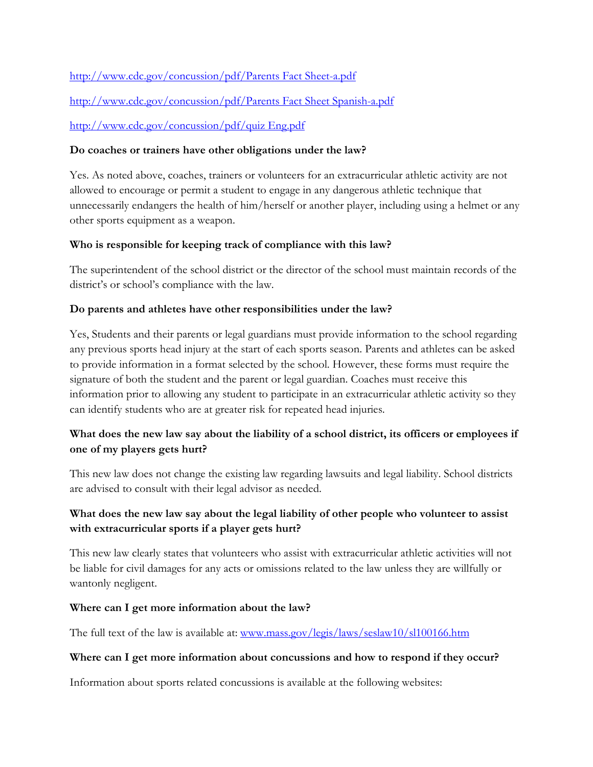http://www.cdc.gov/concussion/pdf/Parents Fact Sheet-a.pdf

http://www.cdc.gov/concussion/pdf/Parents Fact Sheet Spanish-a.pdf

http://www.cdc.gov/concussion/pdf/quiz Eng.pdf

**Do coaches or trainers have other obligations under the law?**

Yes. As noted above, coaches, trainers or volunteers for an extracurricular athletic activity are not allowed to encourage or permit a student to engage in any dangerous athletic technique that unnecessarily endangers the health of him/herself or another player, including using a helmet or any other sports equipment as a weapon.

**Who is responsible for keeping track of compliance with this law?**

The superintendent of the school district or the director of the school must maintain records of the district's or school's compliance with the law.

**Do parents and athletes have other responsibilities under the law?**

Yes, Students and their parents or legal guardians must provide information to the school regarding any previous sports head injury at the start of each sports season. Parents and athletes can be asked to provide information in a format selected by the school. However, these forms must require the signature of both the student and the parent or legal guardian. Coaches must receive this information prior to allowing any student to participate in an extracurricular athletic activity so they can identify students who are at greater risk for repeated head injuries.

**What does the new law say about the liability of a school district, its officers or employees if one of my players gets hurt?**

This new law does not change the existing law regarding lawsuits and legal liability. School districts are advised to consult with their legal advisor as needed.

**What does the new law say about the legal liability of other people who volunteer to assist with extracurricular sports if a player gets hurt?**

This new law clearly states that volunteers who assist with extracurricular athletic activities will not be liable for civil damages for any acts or omissions related to the law unless they are willfully or wantonly negligent.

**Where can I get more information about the law?**

The full text of the law is available at: www.mass.gov/legis/laws/seslaw10/sl100166.htm

**Where can I get more information about concussions and how to respond if they occur?**

Information about sports related concussions is available at the following websites: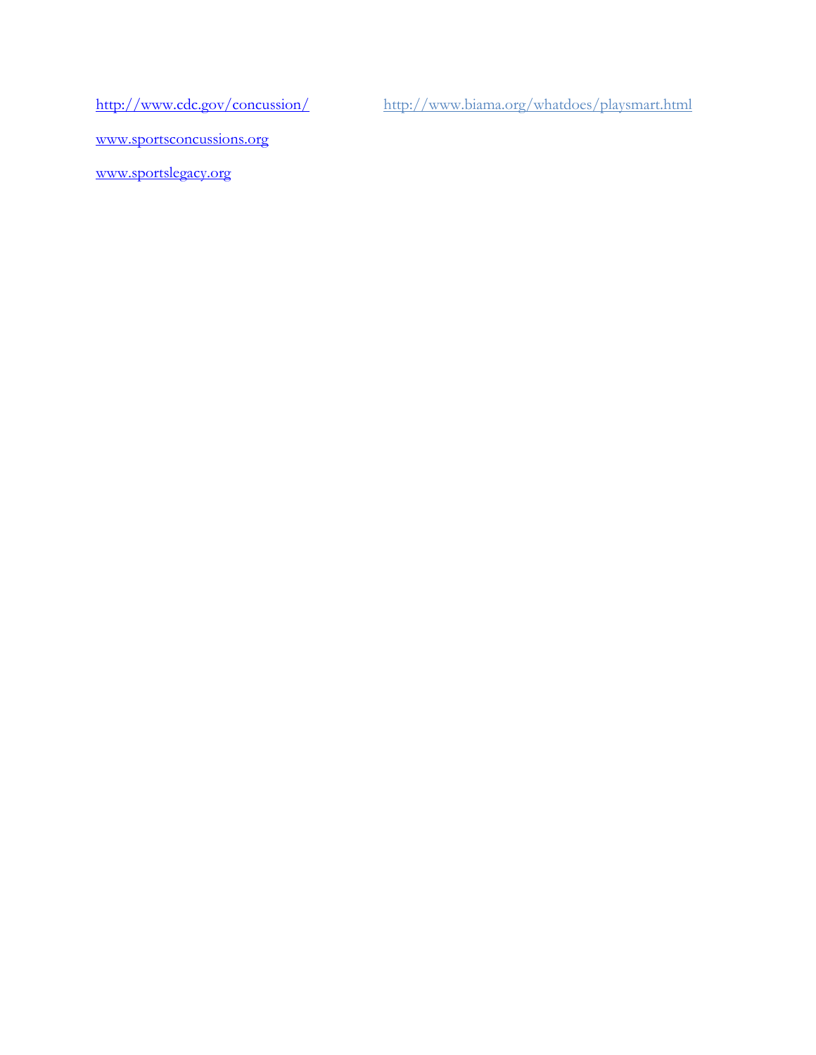http://www.cdc.gov/concussion/

http://www.biama.org/whatdoes/playsmart.html

www.sportsconcussions.org

www.sportslegacy.org